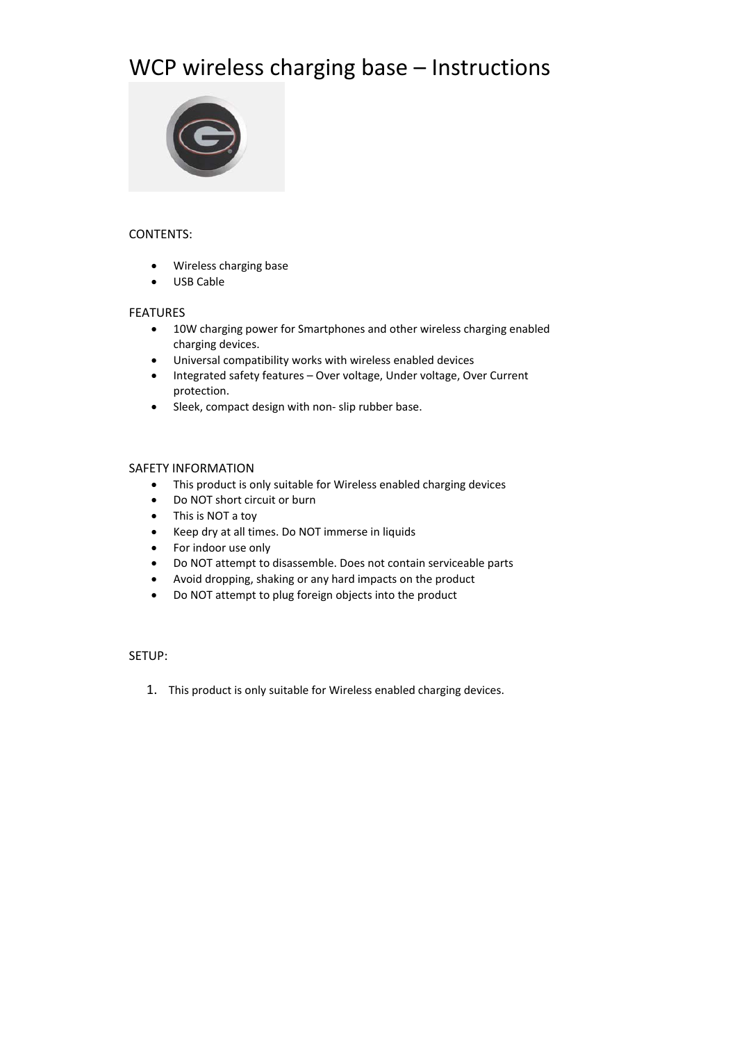# WCP wireless charging base – Instructions

CONTENTS:

- Wireless charging base
- USB Cable

FEATURES

- 10W charging power for Smartphones and other wireless charging enabled charging devices.
- Universal compatibility works with wireless enabled devices
- Integrated safety features – Over voltage, Under voltage, Over Current protection.
- Sleek, compact design with non- slip rubber base.

SAFETY INFORMATION

- This product is only suitable for Wireless enabled charging devices
- Do NOT short circuit or burn
- This is NOT a toy
- Keep dry at all times. Do NOT immerse in liquids
- For indoor use only
- Do NOT attempt to disassemble. Does not contain serviceable parts
- Avoid dropping, shaking or any hard impacts on the product
- Do NOT attempt to plug foreign objects into the product

SETUP:

1. This product is only suitable for Wireless enabled charging devices.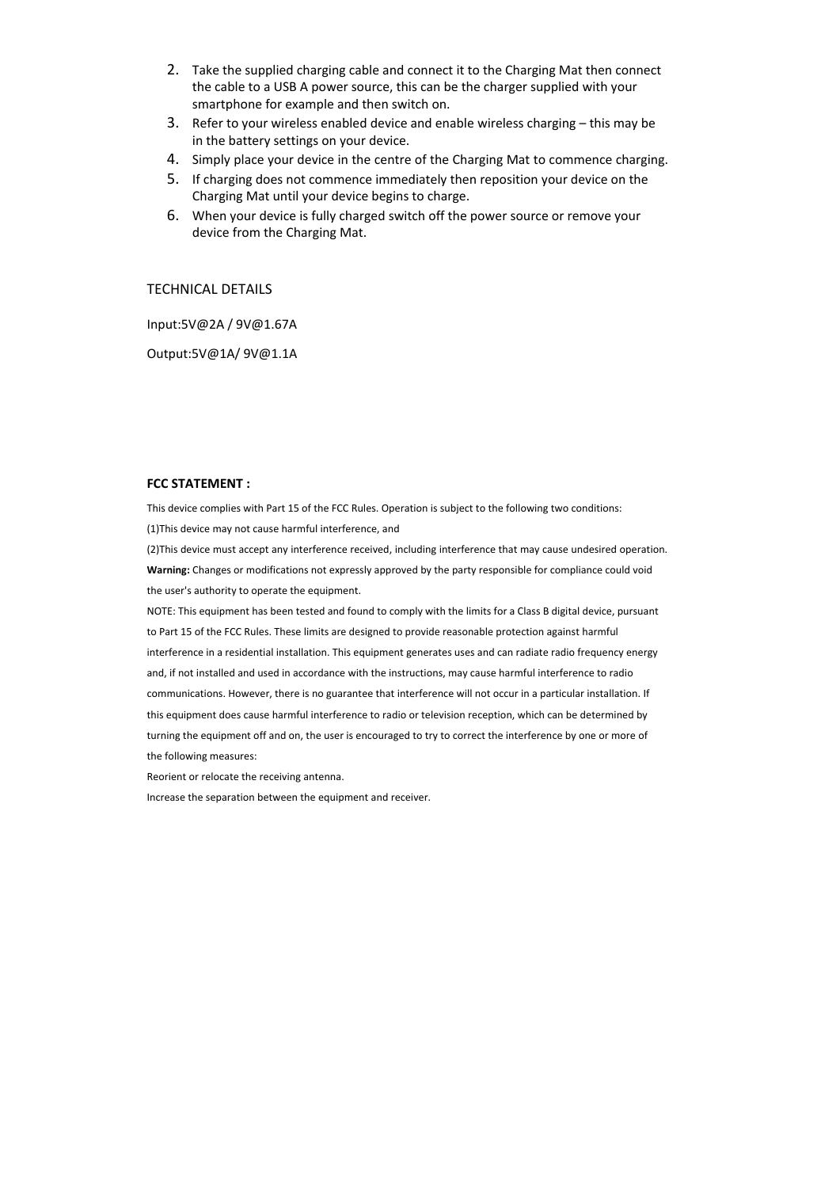2. Take the supplied charging cable and connect it to the Charging Mat then connect the cable to a USB A power source, this can be the charger supplied with your smartphone for example and then switch on.
3. Refer to your wireless enabled device and enable wireless charging – this may be in the battery settings on your device.
4. Simply place your device in the centre of the Charging Mat to commence charging.
5. If charging does not commence immediately then reposition your device on the Charging Mat until your device begins to charge.
6. When your device is fully charged switch off the power source or remove your device from the Charging Mat.

TECHNICAL DETAILS

Input:5V@2A / 9V@1.67A

Output:5V@1A/ 9V@1.1A

**FCC STATEMENT :**

This device complies with Part 15 of the FCC Rules. Operation is subject to the following two conditions:

(1)This device may not cause harmful interference, and

(2)This device must accept any interference received, including interference that may cause undesired operation.

**Warning:** Changes or modifications not expressly approved by the party responsible for compliance could void the user's authority to operate the equipment.

NOTE: This equipment has been tested and found to comply with the limits for a Class B digital device, pursuant to Part 15 of the FCC Rules. These limits are designed to provide reasonable protection against harmful interference in a residential installation. This equipment generates uses and can radiate radio frequency energy and, if not installed and used in accordance with the instructions, may cause harmful interference to radio communications. However, there is no guarantee that interference will not occur in a particular installation. If this equipment does cause harmful interference to radio or television reception, which can be determined by turning the equipment off and on, the user is encouraged to try to correct the interference by one or more of the following measures:

Reorient or relocate the receiving antenna.

Increase the separation between the equipment and receiver.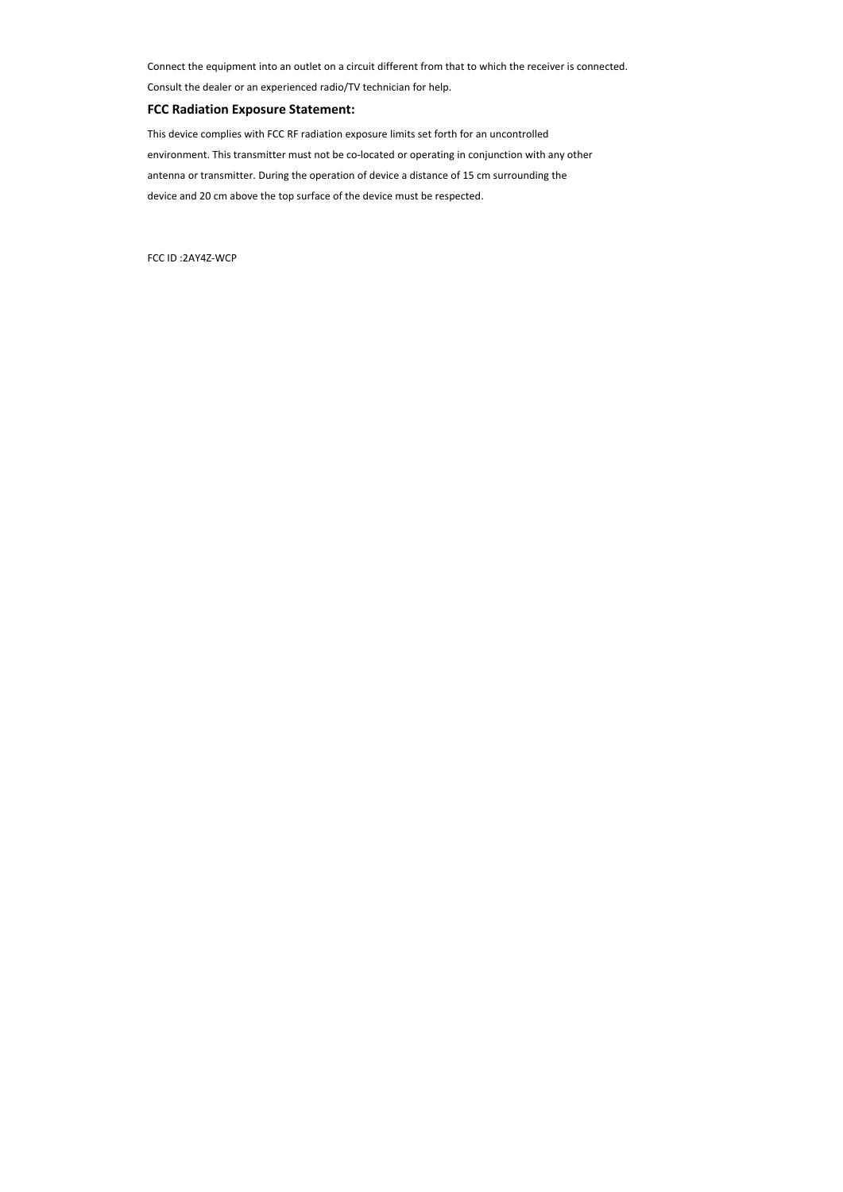Connect the equipment into an outlet on a circuit different from that to which the receiver is connected.

Consult the dealer or an experienced radio/TV technician for help.

### FCC Radiation Exposure Statement:

This device complies with FCC RF radiation exposure limits set forth for an uncontrolled environment. This transmitter must not be co-located or operating in conjunction with any other antenna or transmitter. During the operation of device a distance of 15 cm surrounding the device and 20 cm above the top surface of the device must be respected.

FCC ID :2AY4Z-WCP